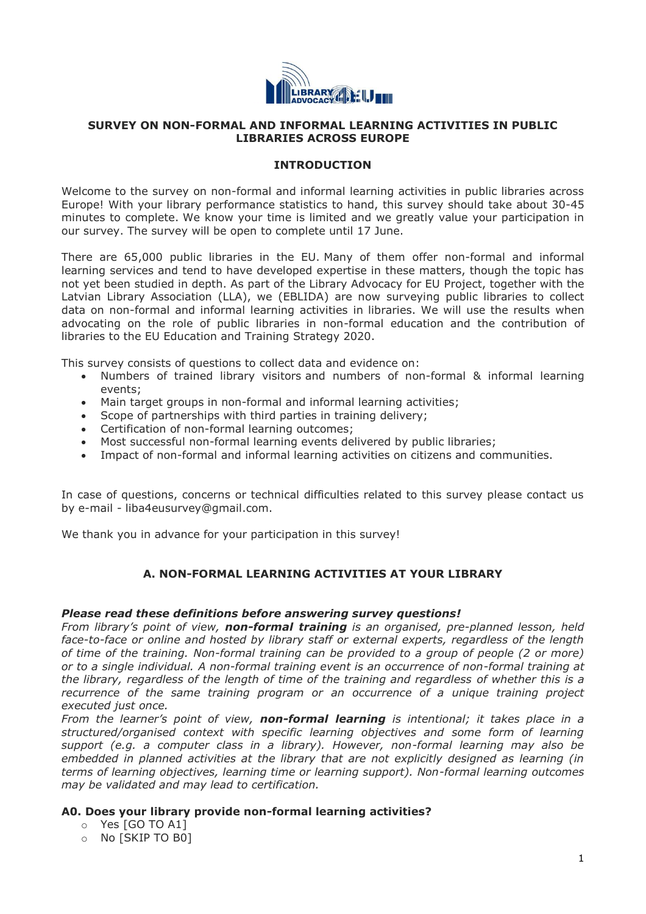# SURVEY ON NON-FORMAL AND INFORMAL LEARNING ACTIVITIES IN PUBLIC LIBRARIES ACROSS EUROPE

## INTRODUCTION

Welcome to the survey on non-formal and informal learning activities in public libraries across Europe! With your library performance statistics to hand, this survey should take about 30-45 minutes to complete. We know your time is limited and we greatly value your participation in our survey. The survey will be open to complete until 17 June.

There are 65,000 public libraries in the EU. Many of them offer non-formal and informal learning services and tend to have developed expertise in these matters, though the topic has not yet been studied in depth. As part of the Library Advocacy for EU Project, together with the Latvian Library Association (LLA), we (EBLIDA) are now surveying public libraries to collect data on non-formal and informal learning activities in libraries. We will use the results when advocating on the role of public libraries in non-formal education and the contribution of libraries to the EU Education and Training Strategy 2020.

This survey consists of questions to collect data and evidence on:

- Numbers of trained library visitors and numbers of non-formal & informal learning events;
- Main target groups in non-formal and informal learning activities;
- Scope of partnerships with third parties in training delivery;
- Certification of non-formal learning outcomes;
- Most successful non-formal learning events delivered by public libraries;
- Impact of non-formal and informal learning activities on citizens and communities.

In case of questions, concerns or technical difficulties related to this survey please contact us by e-mail - liba4eusurvey@gmail.com.

We thank you in advance for your participation in this survey!

## A. NON-FORMAL LEARNING ACTIVITIES AT YOUR LIBRARY

***Please read these definitions before answering survey questions!***

*From library's point of view, **non-formal training** is an organised, pre-planned lesson, held face-to-face or online and hosted by library staff or external experts, regardless of the length of time of the training. Non-formal training can be provided to a group of people (2 or more) or to a single individual. A non-formal training event is an occurrence of non-formal training at the library, regardless of the length of time of the training and regardless of whether this is a recurrence of the same training program or an occurrence of a unique training project executed just once.*

*From the learner's point of view, **non-formal learning** is intentional; it takes place in a structured/organised context with specific learning objectives and some form of learning support (e.g. a computer class in a library). However, non-formal learning may also be embedded in planned activities at the library that are not explicitly designed as learning (in terms of learning objectives, learning time or learning support). Non-formal learning outcomes may be validated and may lead to certification.*

**A0. Does your library provide non-formal learning activities?**

- Yes [GO TO A1]
- No [SKIP TO B0]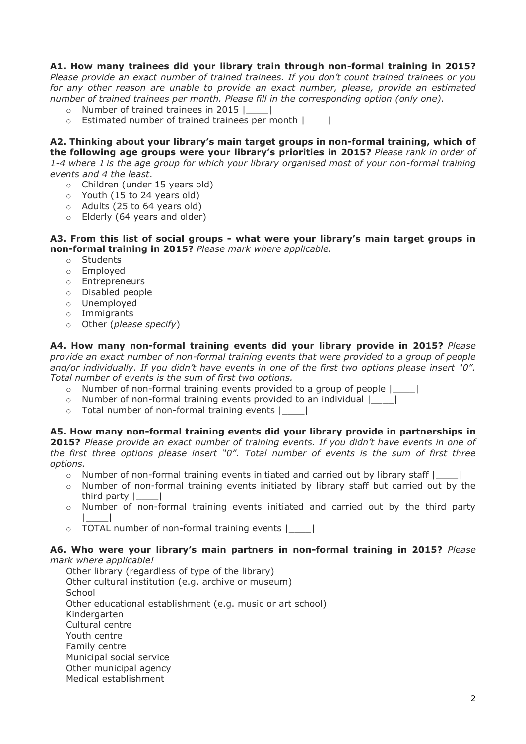**A1. How many trainees did your library train through non-formal training in 2015?** *Please provide an exact number of trained trainees. If you don't count trained trainees or you for any other reason are unable to provide an estimated number, please, provide an estimated number of trained trainees per month. Please fill in the corresponding option (only one).*

- Number of trained trainees in 2015 |____|
- Estimated number of trained trainees per month |____|

**A2. Thinking about your library's main target groups in non-formal training, which of the following age groups were your library's priorities in 2015?** *Please rank in order of 1-4 where 1 is the age group for which your library organised most of your non-formal training events and 4 the least*.

- Children (under 15 years old)
- Youth (15 to 24 years old)
- Adults (25 to 64 years old)
- Elderly (64 years and older)

**A3. From this list of social groups - what were your library's main target groups in non-formal training in 2015?** *Please mark where applicable.*

- Students
- Employed
- Entrepreneurs
- Disabled people
- Unemployed
- Immigrants
- Other (*please specify*)

**A4. How many non-formal training events did your library provide in 2015?** *Please provide an exact number of non-formal training events that were provided to a group of people and/or individually. If you didn't have events in one of the first two options please insert "0". Total number of events is the sum of first two options.*

- Number of non-formal training events provided to a group of people |____|
- Number of non-formal training events provided to an individual |____|
- Total number of non-formal training events |____|

**A5. How many non-formal training events did your library provide in partnerships in 2015?** *Please provide an exact number of training events. If you didn't have events in one of the first three options please insert "0". Total number of events is the sum of first three options.*

- Number of non-formal training events initiated and carried out by library staff |____|
- Number of non-formal training events initiated by library staff but carried out by the third party |____|
- Number of non-formal training events initiated and carried out by the third party |____|
- TOTAL number of non-formal training events |____|

**A6. Who were your library's main partners in non-formal training in 2015?** *Please mark where applicable!*

Other library (regardless of type of the library)
Other cultural institution (e.g. archive or museum)
School
Other educational establishment (e.g. music or art school)
Kindergarten
Cultural centre
Youth centre
Family centre
Municipal social service
Other municipal agency
Medical establishment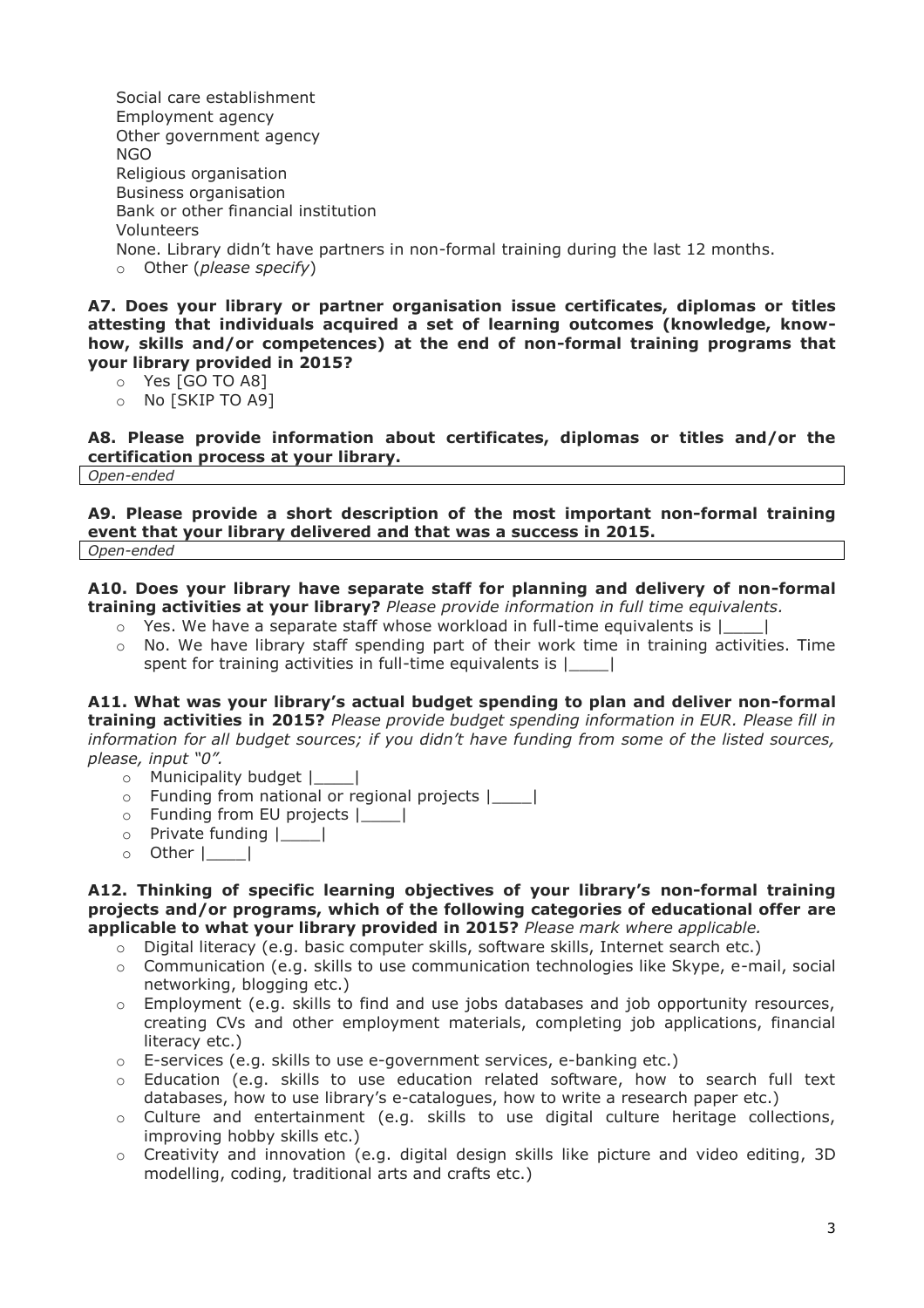- Social care establishment
- Employment agency
- Other government agency
- NGO
- Religious organisation
- Business organisation
- Bank or other financial institution
- Volunteers
- None. Library didn't have partners in non-formal training during the last 12 months.
- Other (*please specify*)

**A7. Does your library or partner organisation issue certificates, diplomas or titles attesting that individuals acquired a set of learning outcomes (knowledge, know-how, skills and/or competences) at the end of non-formal training programs that your library provided in 2015?**

- Yes [GO TO A8]
- No [SKIP TO A9]

**A8. Please provide information about certificates, diplomas or titles and/or the certification process at your library.**

| *Open-ended* |
|---|

**A9. Please provide a short description of the most important non-formal training event that your library delivered and that was a success in 2015.**

| *Open-ended* |
|---|

**A10. Does your library have separate staff for planning and delivery of non-formal training activities at your library?** *Please provide information in full time equivalents.*

- Yes. We have a separate staff whose workload in full-time equivalents is |____|
- No. We have library staff spending part of their work time in training activities. Time spent for training activities in full-time equivalents is |____|

**A11. What was your library's actual budget spending to plan and deliver non-formal training activities in 2015?** *Please provide budget spending information in EUR. Please fill in information for all budget sources; if you didn't have funding from some of the listed sources, please, input "0".*

- Municipality budget |____|
- Funding from national or regional projects |____|
- Funding from EU projects |____|
- Private funding |____|
- Other |____|

**A12. Thinking of specific learning objectives of your library's non-formal training projects and/or programs, which of the following categories of educational offer are applicable to what your library provided in 2015?** *Please mark where applicable.*

- Digital literacy (e.g. basic computer skills, software skills, Internet search etc.)
- Communication (e.g. skills to use communication technologies like Skype, e-mail, social networking, blogging etc.)
- Employment (e.g. skills to find and use jobs databases and job opportunity resources, creating CVs and other employment materials, completing job applications, financial literacy etc.)
- E-services (e.g. skills to use e-government services, e-banking etc.)
- Education (e.g. skills to use education related software, how to search full text databases, how to use library's e-catalogues, how to write a research paper etc.)
- Culture and entertainment (e.g. skills to use digital culture heritage collections, improving hobby skills etc.)
- Creativity and innovation (e.g. digital design skills like picture and video editing, 3D modelling, coding, traditional arts and crafts etc.)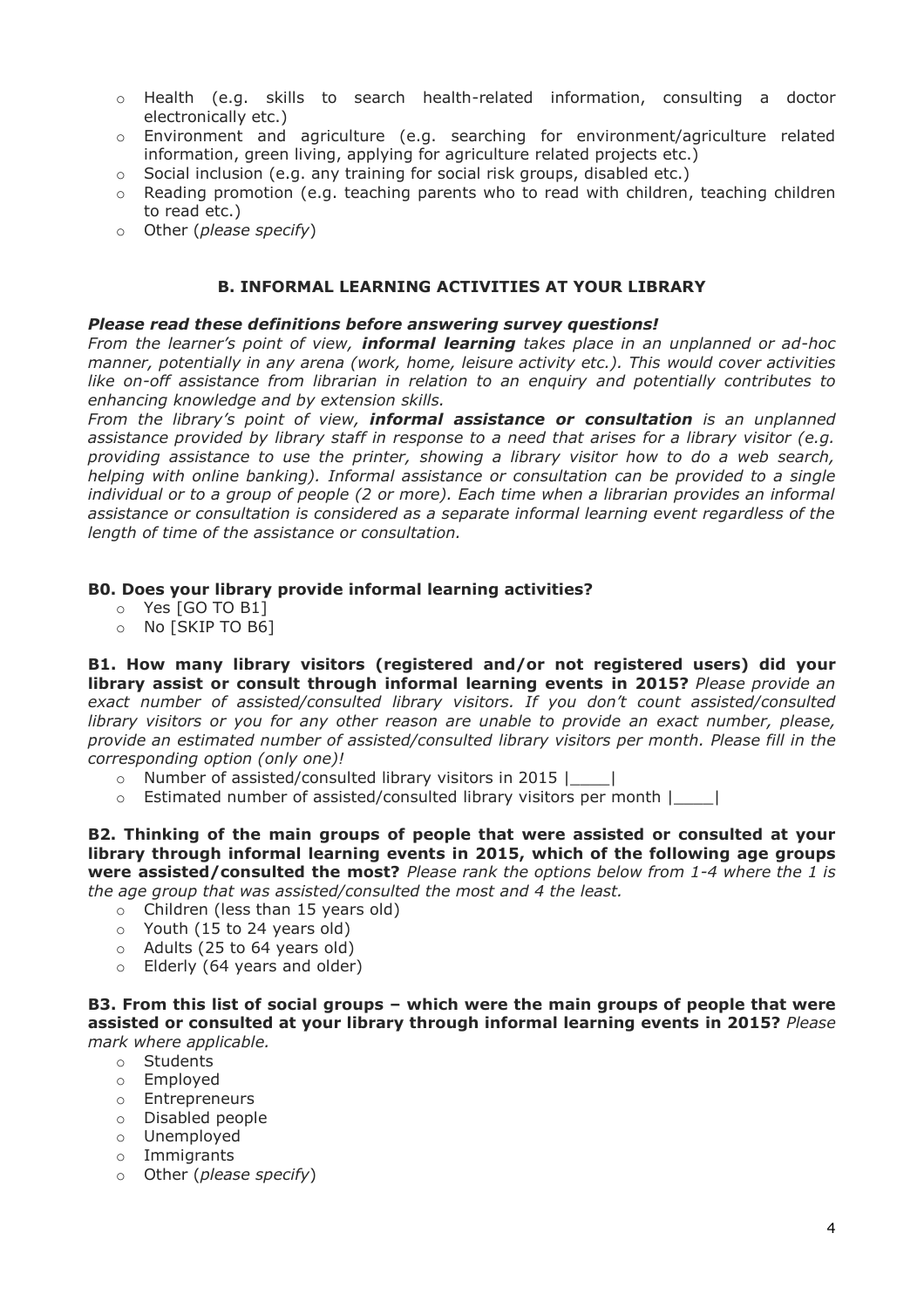- Health (e.g. skills to search health-related information, consulting a doctor electronically etc.)
- Environment and agriculture (e.g. searching for environment/agriculture related information, green living, applying for agriculture related projects etc.)
- Social inclusion (e.g. any training for social risk groups, disabled etc.)
- Reading promotion (e.g. teaching parents who to read with children, teaching children to read etc.)
- Other (*please specify*)

### B. INFORMAL LEARNING ACTIVITIES AT YOUR LIBRARY

***Please read these definitions before answering survey questions!***

*From the learner's point of view,* ***informal learning*** *takes place in an unplanned or ad-hoc manner, potentially in any arena (work, home, leisure activity etc.). This would cover activities like on-off assistance from librarian in relation to an enquiry and potentially contributes to enhancing knowledge and by extension skills.*

*From the library's point of view,* ***informal assistance or consultation*** *is an unplanned assistance provided by library staff in response to a need that arises for a library visitor (e.g. providing assistance to use the printer, showing a library visitor how to do a web search, helping with online banking). Informal assistance or consultation can be provided to a single individual or to a group of people (2 or more). Each time when a librarian provides an informal assistance or consultation is considered as a separate informal learning event regardless of the length of time of the assistance or consultation.*

**B0. Does your library provide informal learning activities?**

- Yes [GO TO B1]
- No [SKIP TO B6]

**B1. How many library visitors (registered and/or not registered users) did your library assist or consult through informal learning events in 2015?** *Please provide an exact number of assisted/consulted library visitors. If you don't count assisted/consulted library visitors or you for any other reason are unable to provide an exact number, please, provide an estimated number of assisted/consulted library visitors per month. Please fill in the corresponding option (only one)!*

- Number of assisted/consulted library visitors in 2015 |____|
- Estimated number of assisted/consulted library visitors per month |____|

**B2. Thinking of the main groups of people that were assisted or consulted at your library through informal learning events in 2015, which of the following age groups were assisted/consulted the most?** *Please rank the options below from 1-4 where the 1 is the age group that was assisted/consulted the most and 4 the least.*

- Children (less than 15 years old)
- Youth (15 to 24 years old)
- Adults (25 to 64 years old)
- Elderly (64 years and older)

**B3. From this list of social groups – which were the main groups of people that were assisted or consulted at your library through informal learning events in 2015?** *Please mark where applicable.*

- Students
- Employed
- Entrepreneurs
- Disabled people
- Unemployed
- Immigrants
- Other (*please specify*)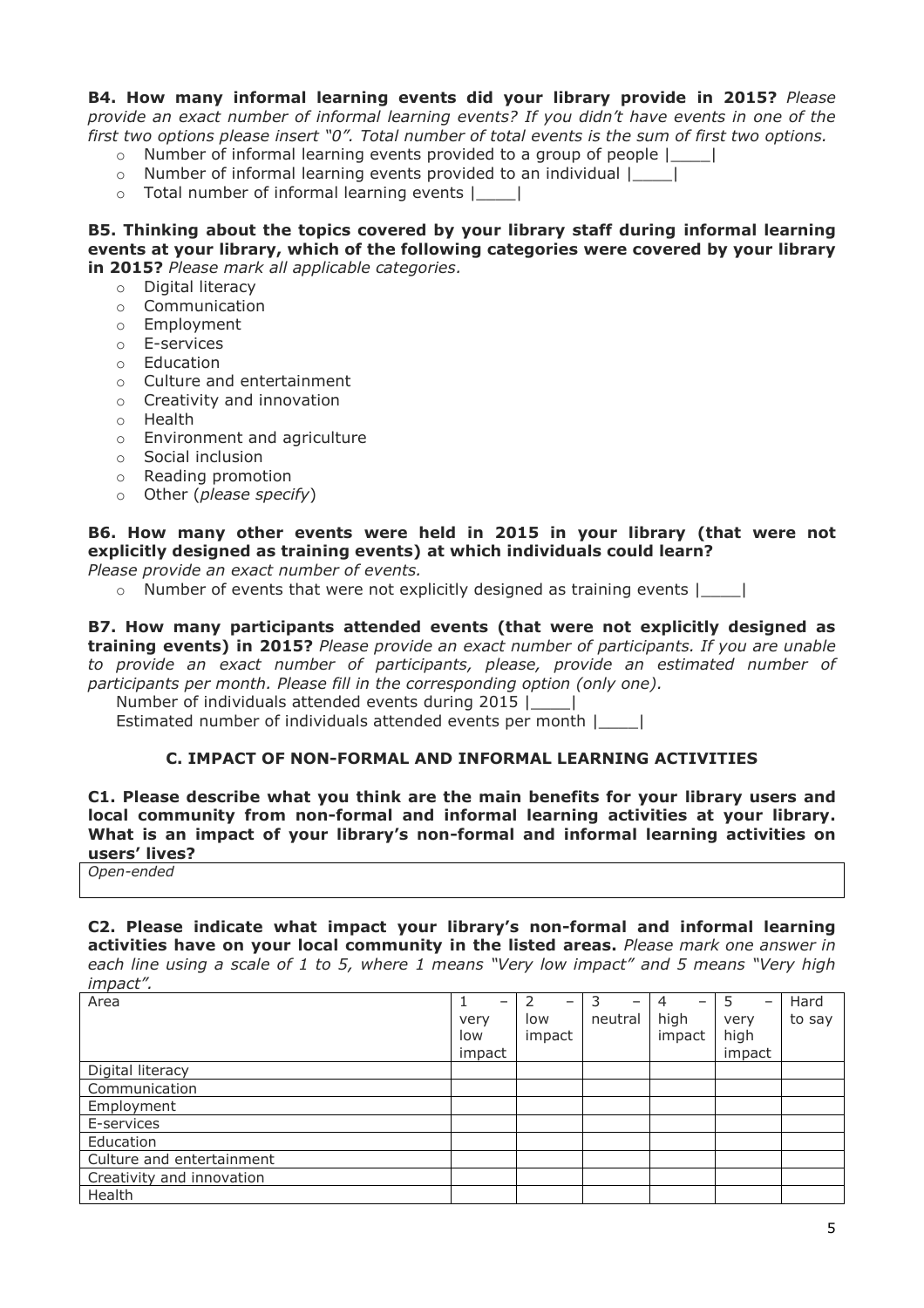**B4. How many informal learning events did your library provide in 2015?** *Please provide an exact number of informal learning events? If you didn't have events in one of the first two options please insert "0". Total number of total events is the sum of first two options.*

- Number of informal learning events provided to a group of people |____|
- Number of informal learning events provided to an individual |____|
- Total number of informal learning events |____|

**B5. Thinking about the topics covered by your library staff during informal learning events at your library, which of the following categories were covered by your library in 2015?** *Please mark all applicable categories.*

- Digital literacy
- Communication
- Employment
- E-services
- Education
- Culture and entertainment
- Creativity and innovation
- Health
- Environment and agriculture
- Social inclusion
- Reading promotion
- Other (*please specify*)

**B6. How many other events were held in 2015 in your library (that were not explicitly designed as training events) at which individuals could learn?**
*Please provide an exact number of events.*

- Number of events that were not explicitly designed as training events |____|

**B7. How many participants attended events (that were not explicitly designed as training events) in 2015?** *Please provide an exact number of participants. If you are unable to provide an exact number of participants, please, provide an estimated number of participants per month. Please fill in the corresponding option (only one).*

Number of individuals attended events during 2015 |____|
Estimated number of individuals attended events per month |____|

## C. IMPACT OF NON-FORMAL AND INFORMAL LEARNING ACTIVITIES

**C1. Please describe what you think are the main benefits for your library users and local community from non-formal and informal learning activities at your library. What is an impact of your library's non-formal and informal learning activities on users' lives?**

| *Open-ended* |
|---|
| |

**C2. Please indicate what impact your library's non-formal and informal learning activities have on your local community in the listed areas.** *Please mark one answer in each line using a scale of 1 to 5, where 1 means "Very low impact" and 5 means "Very high impact".*

| Area | 1 – very low impact | 2 – low impact | 3 – neutral | 4 – high impact | 5 – very high impact | Hard to say |
|---|---|---|---|---|---|---|
| Digital literacy | | | | | | |
| Communication | | | | | | |
| Employment | | | | | | |
| E-services | | | | | | |
| Education | | | | | | |
| Culture and entertainment | | | | | | |
| Creativity and innovation | | | | | | |
| Health | | | | | | |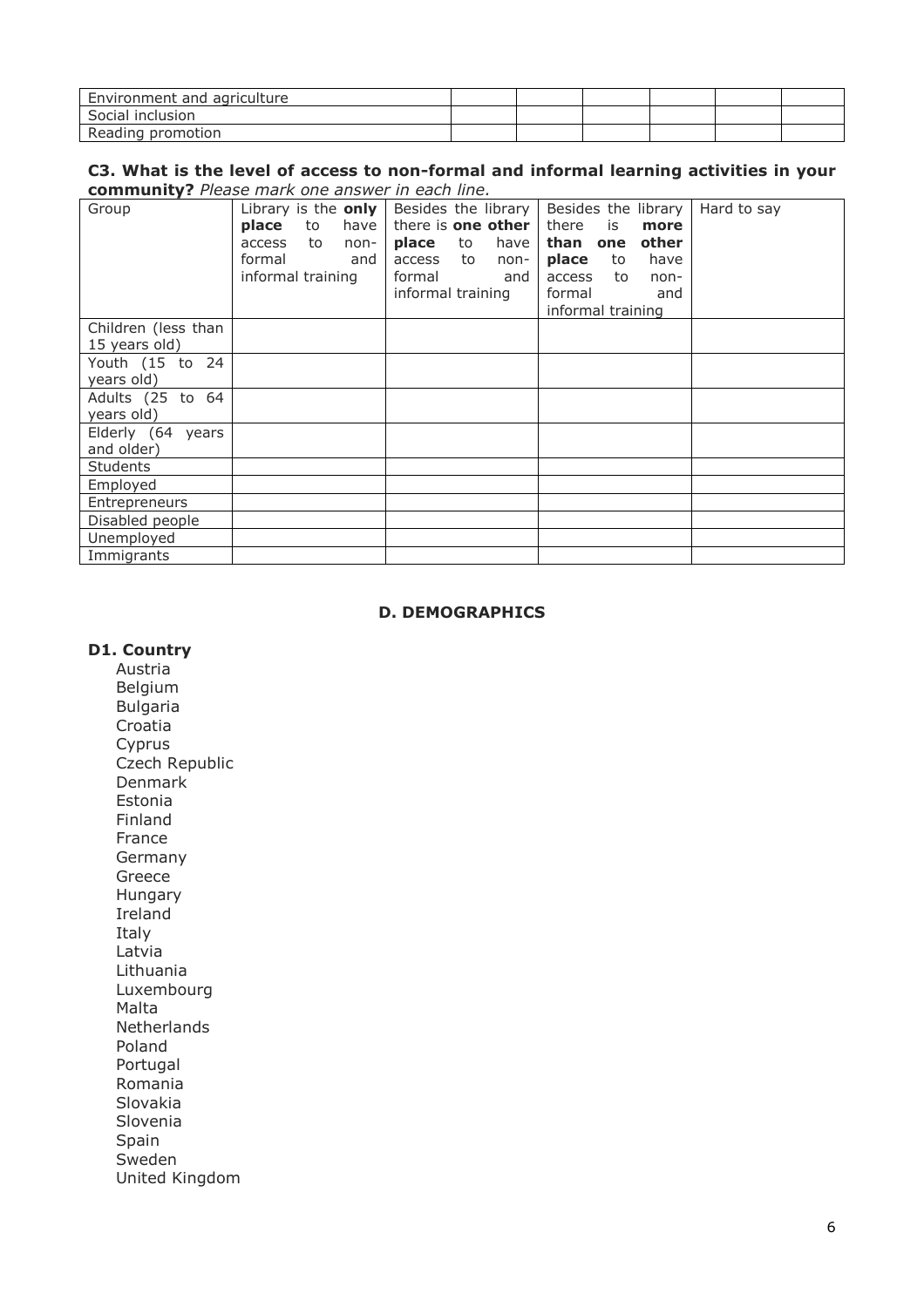| | | | | | | |
|---|---|---|---|---|---|---|
| Environment and agriculture | | | | | | |
| Social inclusion | | | | | | |
| Reading promotion | | | | | | |

**C3. What is the level of access to non-formal and informal learning activities in your community?** *Please mark one answer in each line.*

| Group | Library is the **only place** to have access to non-formal and informal training | Besides the library there is **one other place** to have access to non-formal and informal training | Besides the library there is **more than one other place** to have access to non-formal and informal training | Hard to say |
|---|---|---|---|---|
| Children (less than 15 years old) | | | | |
| Youth (15 to 24 years old) | | | | |
| Adults (25 to 64 years old) | | | | |
| Elderly (64 years and older) | | | | |
| Students | | | | |
| Employed | | | | |
| Entrepreneurs | | | | |
| Disabled people | | | | |
| Unemployed | | | | |
| Immigrants | | | | |

## D. DEMOGRAPHICS

**D1. Country**

Austria
Belgium
Bulgaria
Croatia
Cyprus
Czech Republic
Denmark
Estonia
Finland
France
Germany
Greece
Hungary
Ireland
Italy
Latvia
Lithuania
Luxembourg
Malta
Netherlands
Poland
Portugal
Romania
Slovakia
Slovenia
Spain
Sweden
United Kingdom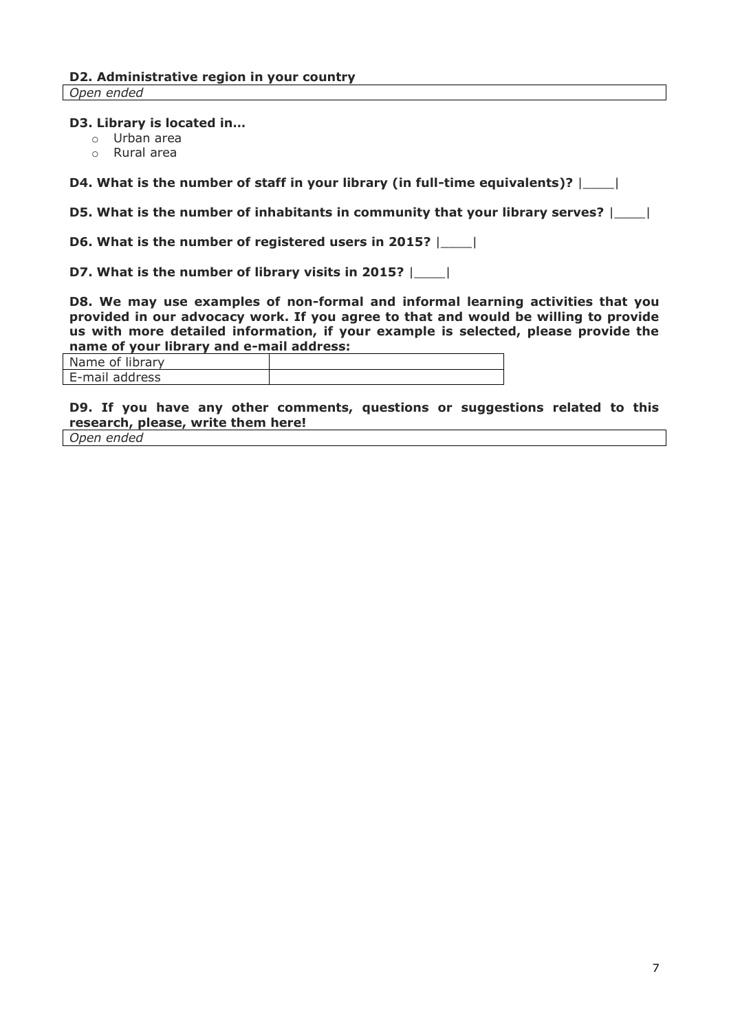**D2. Administrative region in your country**

| |
|---|
| *Open ended* |

**D3. Library is located in…**

- Urban area
- Rural area

**D4. What is the number of staff in your library (in full-time equivalents)?** |____|

**D5. What is the number of inhabitants in community that your library serves?** |____|

**D6. What is the number of registered users in 2015?** |____|

**D7. What is the number of library visits in 2015?** |____|

**D8. We may use examples of non-formal and informal learning activities that you provided in our advocacy work. If you agree to that and would be willing to provide us with more detailed information, if your example is selected, please provide the name of your library and e-mail address:**

| | |
|---|---|
| Name of library | |
| E-mail address | |

**D9. If you have any other comments, questions or suggestions related to this research, please, write them here!**

| |
|---|
| *Open ended* |